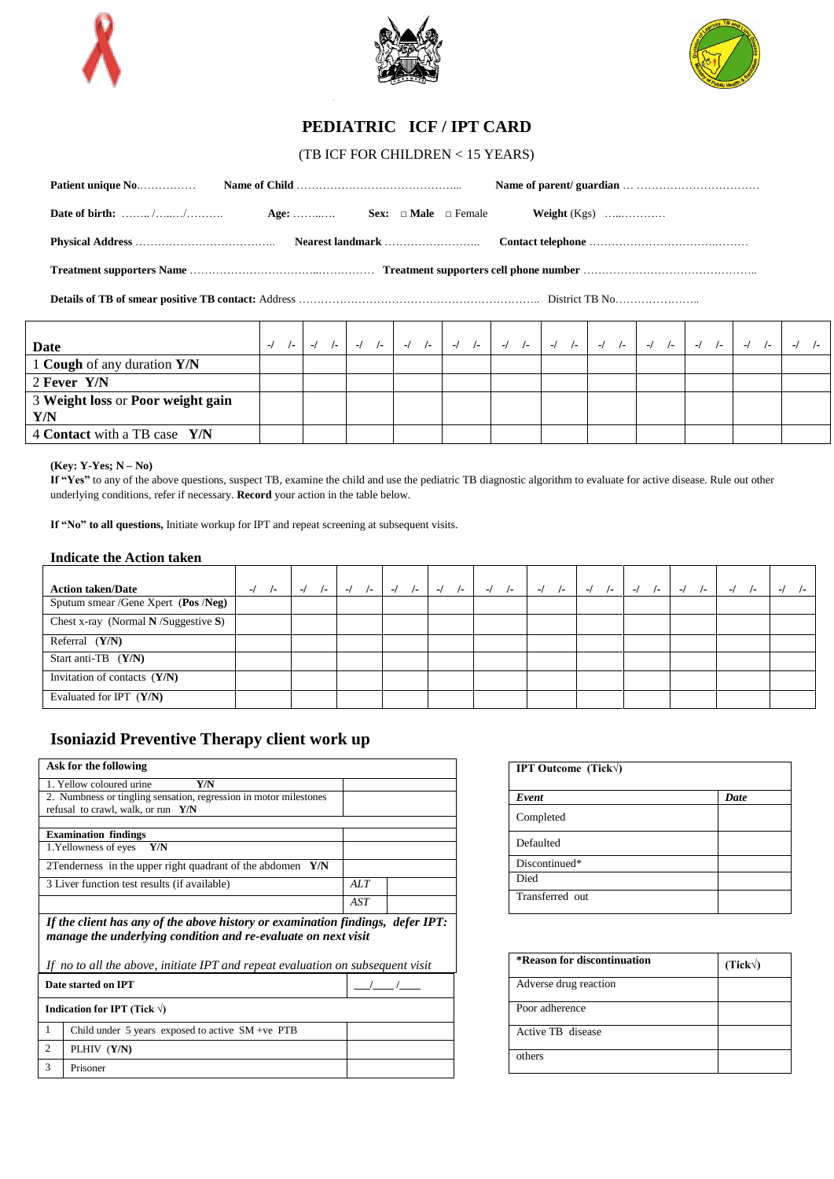# PEDIATRIC ICF / IPT CARD

(TB ICF FOR CHILDREN < 15 YEARS)

**Patient unique No**……………  **Name of Child** ……………………………………...  **Name of parent/ guardian** … ……………………………

**Date of birth:** …….. /…..…/……….  **Age:** ……..….  **Sex:** □ **Male** □ Female  **Weight** (Kgs) …..…………

**Physical Address** ……………………………….  **Nearest landmark** ……………………..  **Contact telephone** ………………………………..……

**Treatment supporters Name** ……………………………...……………  **Treatment supporters cell phone number** ………………………………………..

**Details of TB of smear positive TB contact:** Address ………………………………………………………..  District TB No…………………..

| **Date** | -/ /- | -/ /- | -/ /- | -/ /- | -/ /- | -/ /- | -/ /- | -/ /- | -/ /- | -/ /- | -/ /- | -/ /- |
|---|---|---|---|---|---|---|---|---|---|---|---|---|
| 1 **Cough** of any duration **Y/N** | | | | | | | | | | | | |
| 2 **Fever Y/N** | | | | | | | | | | | | |
| 3 **Weight loss** or **Poor weight gain Y/N** | | | | | | | | | | | | |
| 4 **Contact** with a TB case **Y/N** | | | | | | | | | | | | |

**(Key: Y-Yes; N – No)**

**If "Yes"** to any of the above questions, suspect TB, examine the child and use the pediatric TB diagnostic algorithm to evaluate for active disease. Rule out other underlying conditions, refer if necessary. **Record** your action in the table below.

**If "No" to all questions,** Initiate workup for IPT and repeat screening at subsequent visits.

### Indicate the Action taken

| **Action taken/Date** | -/ /- | -/ /- | -/ /- | -/ /- | -/ /- | -/ /- | -/ /- | -/ /- | -/ /- | -/ /- | -/ /- | -/ /- |
|---|---|---|---|---|---|---|---|---|---|---|---|---|
| Sputum smear /Gene Xpert (**Pos** /**Neg**) | | | | | | | | | | | | |
| Chest x-ray (Normal **N** /Suggestive **S**) | | | | | | | | | | | | |
| Referral (**Y/N**) | | | | | | | | | | | | |
| Start anti-TB (**Y/N**) | | | | | | | | | | | | |
| Invitation of contacts (**Y/N**) | | | | | | | | | | | | |
| Evaluated for IPT (**Y/N**) | | | | | | | | | | | | |

## Isoniazid Preventive Therapy client work up

| **Ask for the following** | | |
|---|---|---|
| 1. Yellow coloured urine **Y/N** | | |
| 2. Numbness or tingling sensation, regression in motor milestones refusal to crawl, walk, or run **Y/N** | | |
| | | |
| **Examination findings** | | |
| 1.Yellowness of eyes **Y/N** | | |
| 2Tenderness in the upper right quadrant of the abdomen **Y/N** | | |
| 3 Liver function test results (if available) | *ALT* | |
| | *AST* | |

***If the client has any of the above history or examination findings, defer IPT: manage the underlying condition and re-evaluate on next visit***

*If no to all the above, initiate IPT and repeat evaluation on subsequent visit*

| **Date started on IPT** | | \_\_\_/\_\_\_\_/\_\_\_\_ |
|---|---|---|
| **Indication for IPT (Tick √)** | | |
| 1 | Child under 5 years exposed to active SM +ve PTB | |
| 2 | PLHIV (**Y/N**) | |
| 3 | Prisoner | |

| **IPT Outcome (Tick√)** | |
|---|---|
| ***Event*** | ***Date*** |
| Completed | |
| Defaulted | |
| Discontinued* | |
| Died | |
| Transferred out | |

| **\*Reason for discontinuation** | **(Tick√)** |
|---|---|
| Adverse drug reaction | |
| Poor adherence | |
| Active TB disease | |
| others | |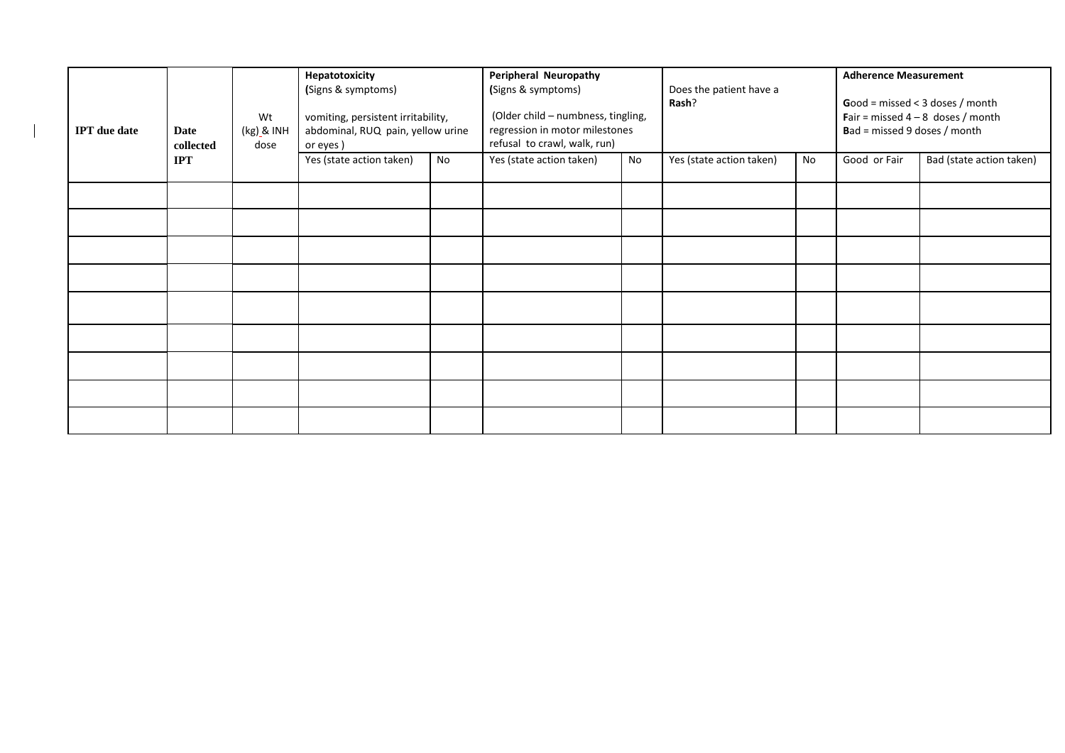| IPT due date | Date collected IPT | Wt (kg) & INH dose | **Hepatotoxicity** (Signs & symptoms)<br><br>vomiting, persistent irritability, abdominal, RUQ pain, yellow urine or eyes ) | | **Peripheral Neuropathy** (Signs & symptoms)<br><br>(Older child – numbness, tingling, regression in motor milestones refusal to crawl, walk, run) | | Does the patient have a **Rash**? | | **Adherence Measurement**<br><br>**G**ood = missed < 3 doses / month<br>**F**air = missed 4 – 8 doses / month<br>**B**ad = missed 9 doses / month | |
|---|---|---|---|---|---|---|---|---|---|---|
| | | | Yes (state action taken) | No | Yes (state action taken) | No | Yes (state action taken) | No | Good or Fair | Bad (state action taken) |
| | | | | | | | | | | |
| | | | | | | | | | | |
| | | | | | | | | | | |
| | | | | | | | | | | |
| | | | | | | | | | | |
| | | | | | | | | | | |
| | | | | | | | | | | |
| | | | | | | | | | | |
| | | | | | | | | | | |